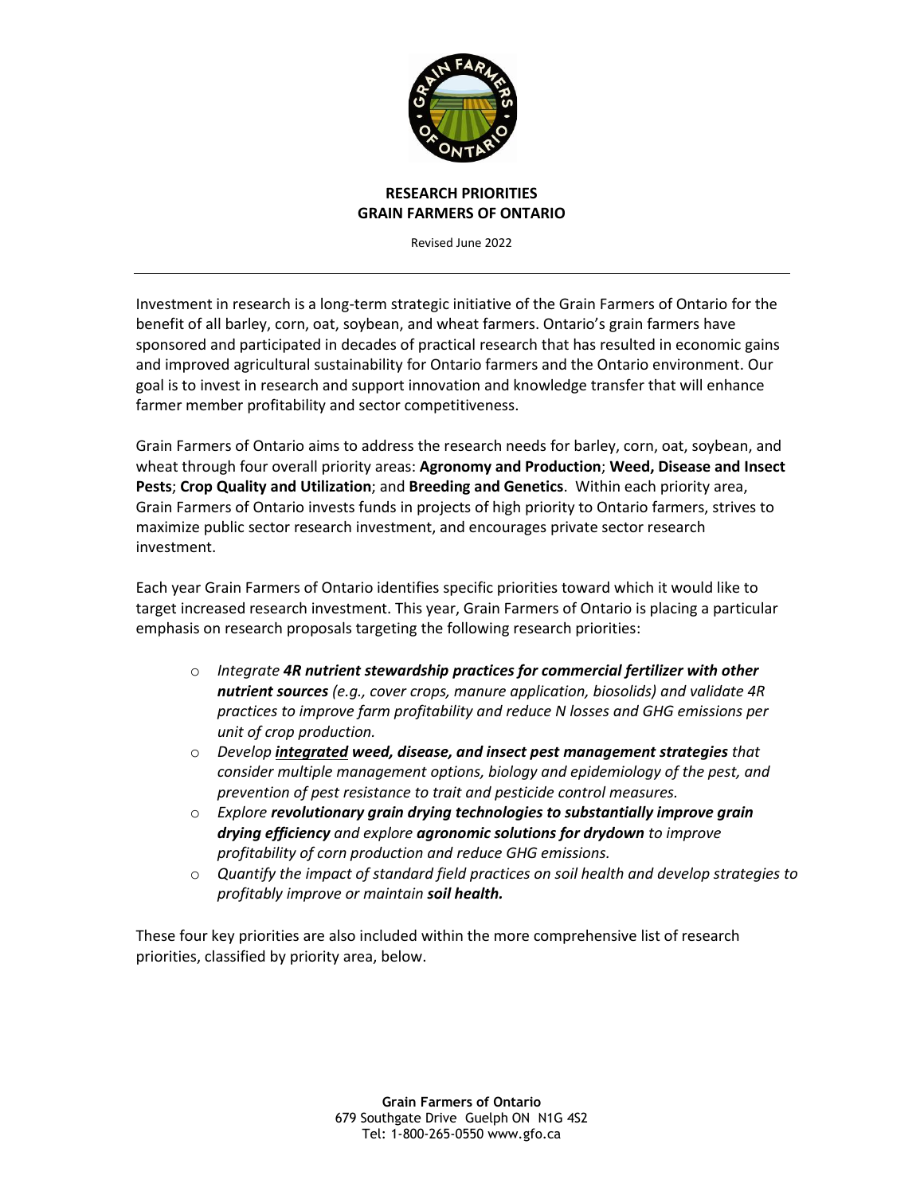# RESEARCH PRIORITIES
# GRAIN FARMERS OF ONTARIO

Revised June 2022

---

Investment in research is a long-term strategic initiative of the Grain Farmers of Ontario for the benefit of all barley, corn, oat, soybean, and wheat farmers. Ontario's grain farmers have sponsored and participated in decades of practical research that has resulted in economic gains and improved agricultural sustainability for Ontario farmers and the Ontario environment. Our goal is to invest in research and support innovation and knowledge transfer that will enhance farmer member profitability and sector competitiveness.

Grain Farmers of Ontario aims to address the research needs for barley, corn, oat, soybean, and wheat through four overall priority areas: **Agronomy and Production**; **Weed, Disease and Insect Pests**; **Crop Quality and Utilization**; and **Breeding and Genetics**. Within each priority area, Grain Farmers of Ontario invests funds in projects of high priority to Ontario farmers, strives to maximize public sector research investment, and encourages private sector research investment.

Each year Grain Farmers of Ontario identifies specific priorities toward which it would like to target increased research investment. This year, Grain Farmers of Ontario is placing a particular emphasis on research proposals targeting the following research priorities:

- *Integrate **4R nutrient stewardship practices for commercial fertilizer with other nutrient sources** (e.g., cover crops, manure application, biosolids) and validate 4R practices to improve farm profitability and reduce N losses and GHG emissions per unit of crop production.*
- *Develop **<u>integrated</u> weed, disease, and insect pest management strategies** that consider multiple management options, biology and epidemiology of the pest, and prevention of pest resistance to trait and pesticide control measures.*
- *Explore **revolutionary grain drying technologies to substantially improve grain drying efficiency** and explore **agronomic solutions for drydown** to improve profitability of corn production and reduce GHG emissions.*
- *Quantify the impact of standard field practices on soil health and develop strategies to profitably improve or maintain **soil health.***

These four key priorities are also included within the more comprehensive list of research priorities, classified by priority area, below.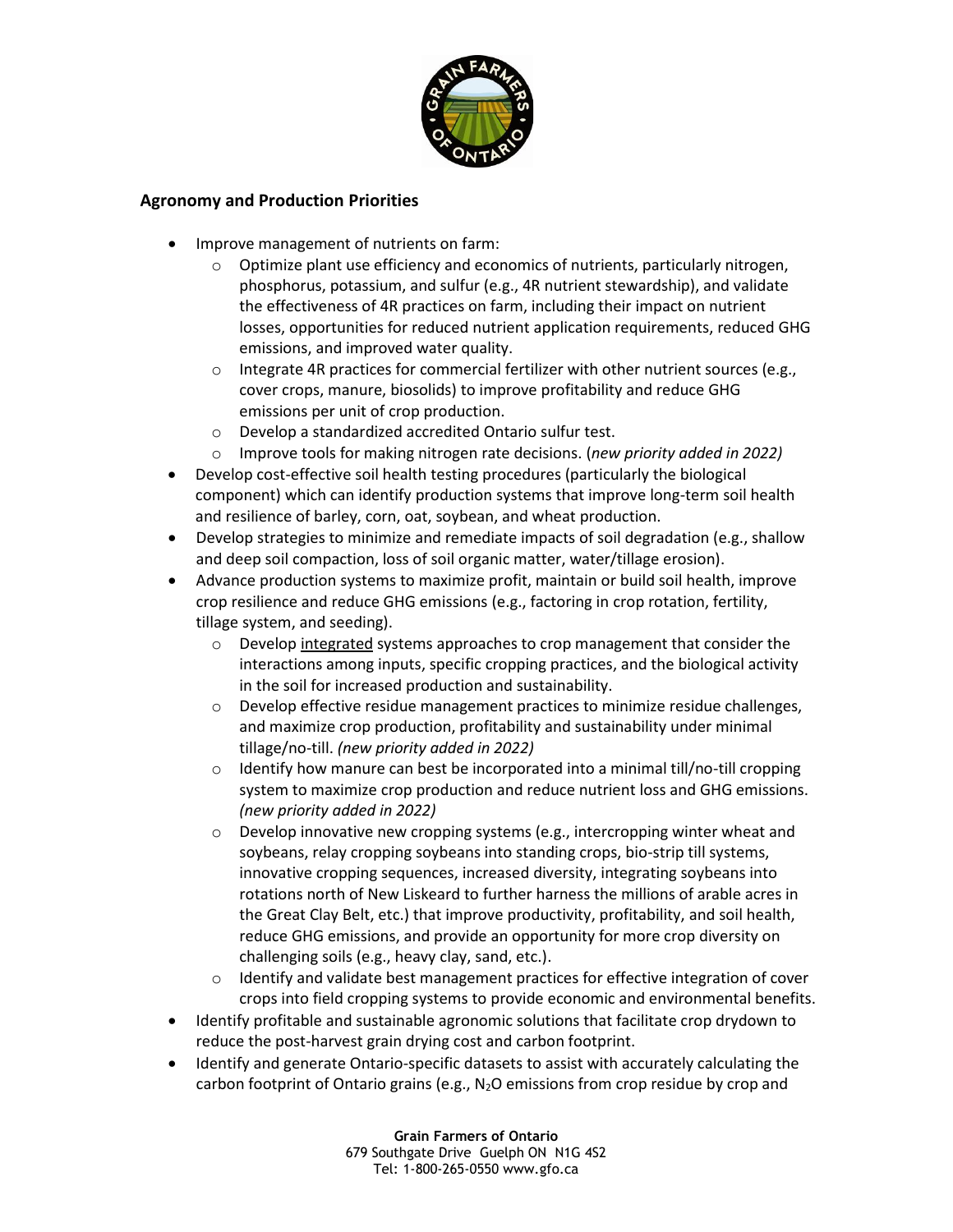## Agronomy and Production Priorities

- Improve management of nutrients on farm:
  - Optimize plant use efficiency and economics of nutrients, particularly nitrogen, phosphorus, potassium, and sulfur (e.g., 4R nutrient stewardship), and validate the effectiveness of 4R practices on farm, including their impact on nutrient losses, opportunities for reduced nutrient application requirements, reduced GHG emissions, and improved water quality.
  - Integrate 4R practices for commercial fertilizer with other nutrient sources (e.g., cover crops, manure, biosolids) to improve profitability and reduce GHG emissions per unit of crop production.
  - Develop a standardized accredited Ontario sulfur test.
  - Improve tools for making nitrogen rate decisions. (*new priority added in 2022)*
- Develop cost-effective soil health testing procedures (particularly the biological component) which can identify production systems that improve long-term soil health and resilience of barley, corn, oat, soybean, and wheat production.
- Develop strategies to minimize and remediate impacts of soil degradation (e.g., shallow and deep soil compaction, loss of soil organic matter, water/tillage erosion).
- Advance production systems to maximize profit, maintain or build soil health, improve crop resilience and reduce GHG emissions (e.g., factoring in crop rotation, fertility, tillage system, and seeding).
  - Develop <u>integrated</u> systems approaches to crop management that consider the interactions among inputs, specific cropping practices, and the biological activity in the soil for increased production and sustainability.
  - Develop effective residue management practices to minimize residue challenges, and maximize crop production, profitability and sustainability under minimal tillage/no-till. *(new priority added in 2022)*
  - Identify how manure can best be incorporated into a minimal till/no-till cropping system to maximize crop production and reduce nutrient loss and GHG emissions. *(new priority added in 2022)*
  - Develop innovative new cropping systems (e.g., intercropping winter wheat and soybeans, relay cropping soybeans into standing crops, bio-strip till systems, innovative cropping sequences, increased diversity, integrating soybeans into rotations north of New Liskeard to further harness the millions of arable acres in the Great Clay Belt, etc.) that improve productivity, profitability, and soil health, reduce GHG emissions, and provide an opportunity for more crop diversity on challenging soils (e.g., heavy clay, sand, etc.).
  - Identify and validate best management practices for effective integration of cover crops into field cropping systems to provide economic and environmental benefits.
- Identify profitable and sustainable agronomic solutions that facilitate crop drydown to reduce the post-harvest grain drying cost and carbon footprint.
- Identify and generate Ontario-specific datasets to assist with accurately calculating the carbon footprint of Ontario grains (e.g., $N_2O$ emissions from crop residue by crop and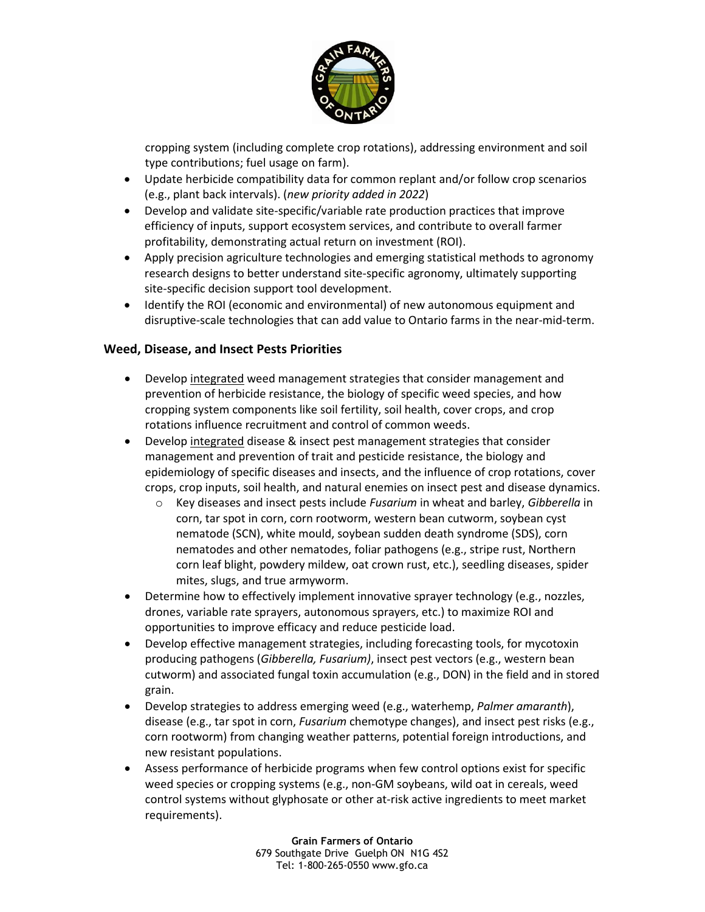cropping system (including complete crop rotations), addressing environment and soil type contributions; fuel usage on farm).

- Update herbicide compatibility data for common replant and/or follow crop scenarios (e.g., plant back intervals). (*new priority added in 2022*)
- Develop and validate site-specific/variable rate production practices that improve efficiency of inputs, support ecosystem services, and contribute to overall farmer profitability, demonstrating actual return on investment (ROI).
- Apply precision agriculture technologies and emerging statistical methods to agronomy research designs to better understand site-specific agronomy, ultimately supporting site-specific decision support tool development.
- Identify the ROI (economic and environmental) of new autonomous equipment and disruptive-scale technologies that can add value to Ontario farms in the near-mid-term.

## Weed, Disease, and Insect Pests Priorities

- Develop <u>integrated</u> weed management strategies that consider management and prevention of herbicide resistance, the biology of specific weed species, and how cropping system components like soil fertility, soil health, cover crops, and crop rotations influence recruitment and control of common weeds.
- Develop <u>integrated</u> disease & insect pest management strategies that consider management and prevention of trait and pesticide resistance, the biology and epidemiology of specific diseases and insects, and the influence of crop rotations, cover crops, crop inputs, soil health, and natural enemies on insect pest and disease dynamics.
  - Key diseases and insect pests include *Fusarium* in wheat and barley, *Gibberella* in corn, tar spot in corn, corn rootworm, western bean cutworm, soybean cyst nematode (SCN), white mould, soybean sudden death syndrome (SDS), corn nematodes and other nematodes, foliar pathogens (e.g., stripe rust, Northern corn leaf blight, powdery mildew, oat crown rust, etc.), seedling diseases, spider mites, slugs, and true armyworm.
- Determine how to effectively implement innovative sprayer technology (e.g., nozzles, drones, variable rate sprayers, autonomous sprayers, etc.) to maximize ROI and opportunities to improve efficacy and reduce pesticide load.
- Develop effective management strategies, including forecasting tools, for mycotoxin producing pathogens (*Gibberella, Fusarium)*, insect pest vectors (e.g., western bean cutworm) and associated fungal toxin accumulation (e.g., DON) in the field and in stored grain.
- Develop strategies to address emerging weed (e.g., waterhemp, *Palmer amaranth*), disease (e.g., tar spot in corn, *Fusarium* chemotype changes), and insect pest risks (e.g., corn rootworm) from changing weather patterns, potential foreign introductions, and new resistant populations.
- Assess performance of herbicide programs when few control options exist for specific weed species or cropping systems (e.g., non-GM soybeans, wild oat in cereals, weed control systems without glyphosate or other at-risk active ingredients to meet market requirements).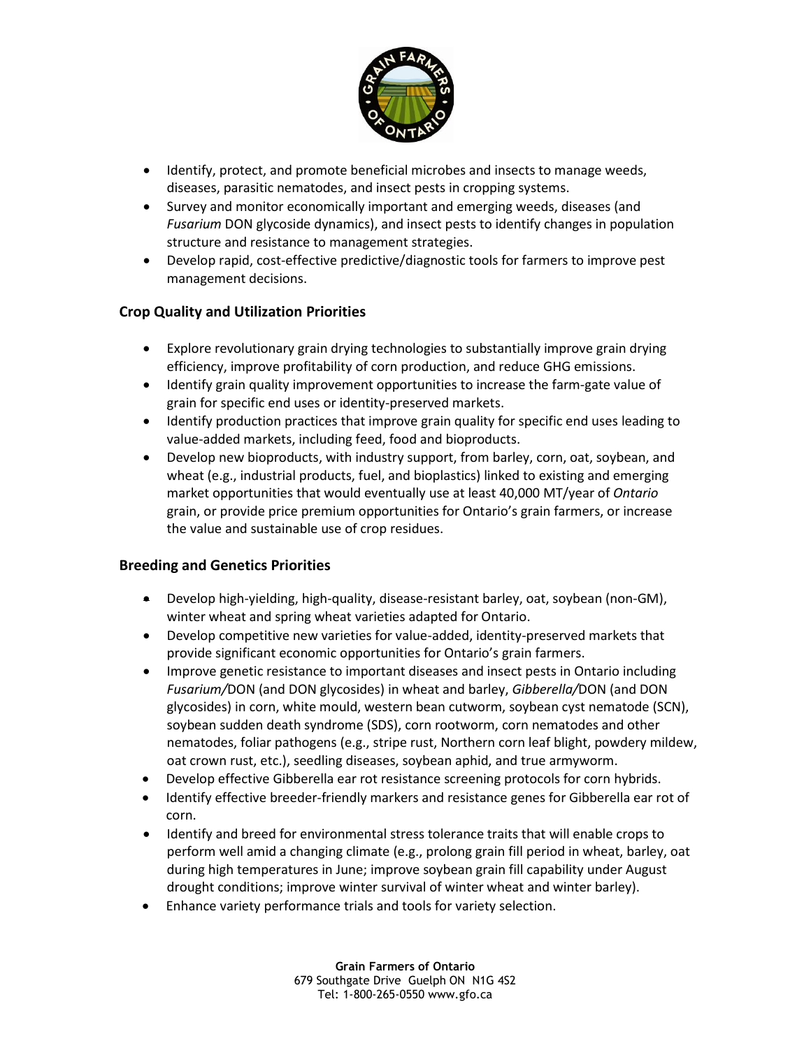- Identify, protect, and promote beneficial microbes and insects to manage weeds, diseases, parasitic nematodes, and insect pests in cropping systems.
- Survey and monitor economically important and emerging weeds, diseases (and *Fusarium* DON glycoside dynamics), and insect pests to identify changes in population structure and resistance to management strategies.
- Develop rapid, cost-effective predictive/diagnostic tools for farmers to improve pest management decisions.

### Crop Quality and Utilization Priorities

- Explore revolutionary grain drying technologies to substantially improve grain drying efficiency, improve profitability of corn production, and reduce GHG emissions.
- Identify grain quality improvement opportunities to increase the farm-gate value of grain for specific end uses or identity-preserved markets.
- Identify production practices that improve grain quality for specific end uses leading to value-added markets, including feed, food and bioproducts.
- Develop new bioproducts, with industry support, from barley, corn, oat, soybean, and wheat (e.g., industrial products, fuel, and bioplastics) linked to existing and emerging market opportunities that would eventually use at least 40,000 MT/year of *Ontario* grain, or provide price premium opportunities for Ontario's grain farmers, or increase the value and sustainable use of crop residues.

### Breeding and Genetics Priorities

- Develop high-yielding, high-quality, disease-resistant barley, oat, soybean (non-GM), winter wheat and spring wheat varieties adapted for Ontario.
- Develop competitive new varieties for value-added, identity-preserved markets that provide significant economic opportunities for Ontario's grain farmers.
- Improve genetic resistance to important diseases and insect pests in Ontario including *Fusarium/*DON (and DON glycosides) in wheat and barley, *Gibberella/*DON (and DON glycosides) in corn, white mould, western bean cutworm, soybean cyst nematode (SCN), soybean sudden death syndrome (SDS), corn rootworm, corn nematodes and other nematodes, foliar pathogens (e.g., stripe rust, Northern corn leaf blight, powdery mildew, oat crown rust, etc.), seedling diseases, soybean aphid, and true armyworm.
- Develop effective Gibberella ear rot resistance screening protocols for corn hybrids.
- Identify effective breeder-friendly markers and resistance genes for Gibberella ear rot of corn.
- Identify and breed for environmental stress tolerance traits that will enable crops to perform well amid a changing climate (e.g., prolong grain fill period in wheat, barley, oat during high temperatures in June; improve soybean grain fill capability under August drought conditions; improve winter survival of winter wheat and winter barley).
- Enhance variety performance trials and tools for variety selection.